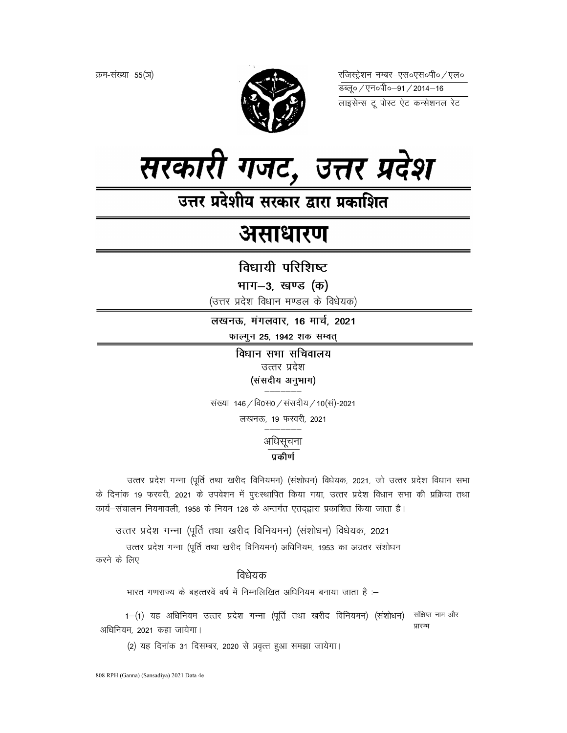क्रम-संख्या–55(ज)

रजिस्ट्रेशन नम्बर–एस०एस०पी० / एल०
डब्लू० / एन०पी०–91 / 2014–16
लाइसेन्स टू पोस्ट ऐट कन्सेशनल रेट

# सरकारी गजट, उत्तर प्रदेश

## उत्तर प्रदेशीय सरकार द्वारा प्रकाशित

# असाधारण

### विधायी परिशिष्ट

**भाग–3, खण्ड (क)**

(उत्तर प्रदेश विधान मण्डल के विधेयक)

**लखनऊ, मंगलवार, 16 मार्च, 2021**

**फाल्गुन 25, 1942 शक सम्वत्**

**विधान सभा सचिवालय**

उत्तर प्रदेश

**(संसदीय अनुभाग)**

संख्या 146 / वि0स0 / संसदीय / 10(सं)-2021

लखनऊ, 19 फरवरी, 2021

अधिसूचना

**प्रकीर्ण**

उत्तर प्रदेश गन्ना (पूर्ति तथा खरीद विनियमन) (संशोधन) विधेयक, 2021, जो उत्तर प्रदेश विधान सभा के दिनांक 19 फरवरी, 2021 के उपवेशन में पुरःस्थापित किया गया, उत्तर प्रदेश विधान सभा की प्रक्रिया तथा कार्य–संचालन नियमावली, 1958 के नियम 126 के अन्तर्गत एतद्द्वारा प्रकाशित किया जाता है।

उत्तर प्रदेश गन्ना (पूर्ति तथा खरीद विनियमन) (संशोधन) विधेयक, 2021

उत्तर प्रदेश गन्ना (पूर्ति तथा खरीद विनियमन) अधिनियम, 1953 का अग्रतर संशोधन करने के लिए

विधेयक

भारत गणराज्य के बहत्तरवें वर्ष में निम्नलिखित अधिनियम बनाया जाता है :–

संक्षिप्त नाम और प्रारम्भ

1–(1) यह अधिनियम उत्तर प्रदेश गन्ना (पूर्ति तथा खरीद विनियमन) (संशोधन) अधिनियम, 2021 कहा जायेगा।

(2) यह दिनांक 31 दिसम्बर, 2020 से प्रवृत्त हुआ समझा जायेगा।

808 RPH (Ganna) (Sansadiya) 2021 Data 4e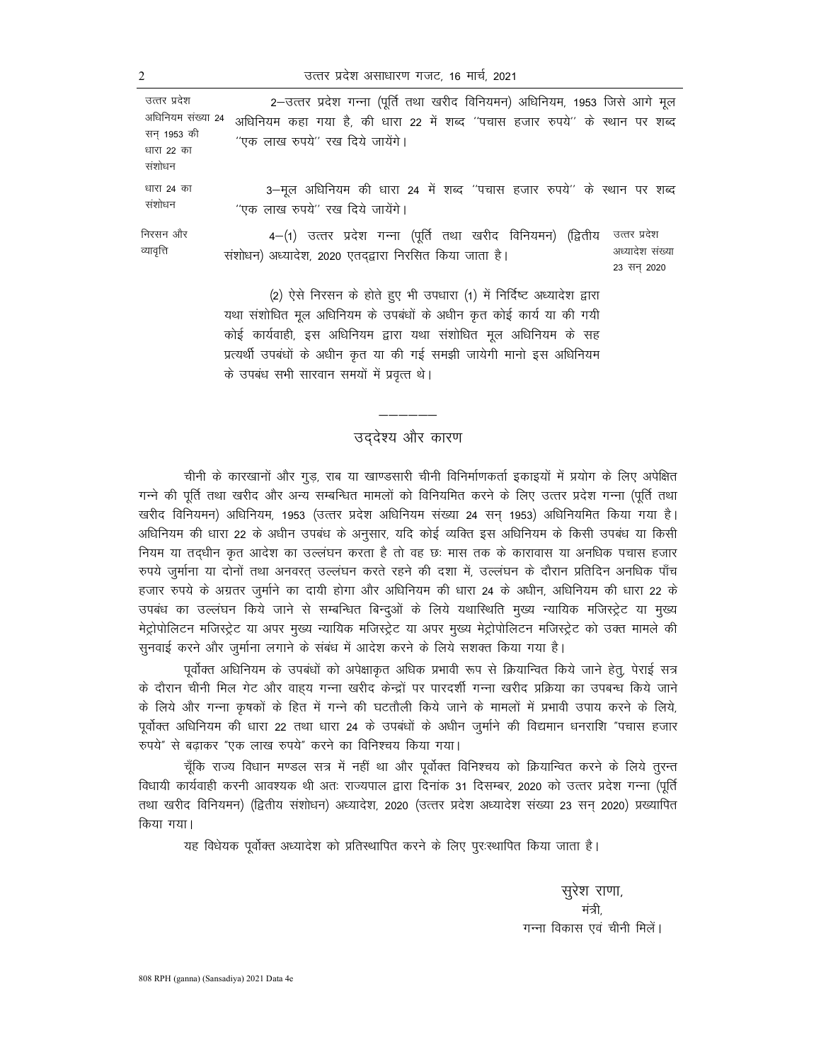उत्तर प्रदेश अधिनियम संख्या 24 सन् 1953 की धारा 22 का संशोधन

2—उत्तर प्रदेश गन्ना (पूर्ति तथा खरीद विनियमन) अधिनियम, 1953 जिसे आगे मूल अधिनियम कहा गया है, की धारा 22 में शब्द ''पचास हजार रुपये'' के स्थान पर शब्द ''एक लाख रुपये'' रख दिये जायेंगे।

धारा 24 का संशोधन

3—मूल अधिनियम की धारा 24 में शब्द ''पचास हजार रुपये'' के स्थान पर शब्द ''एक लाख रुपये'' रख दिये जायेंगे।

निरसन और व्यावृत्ति

4—(1) उत्तर प्रदेश गन्ना (पूर्ति तथा खरीद विनियमन) (द्वितीय संशोधन) अध्यादेश, 2020 एतद्द्वारा निरसित किया जाता है। (उत्तर प्रदेश अध्यादेश संख्या 23 सन् 2020)

(2) ऐसे निरसन के होते हुए भी उपधारा (1) में निर्दिष्ट अध्यादेश द्वारा यथा संशोधित मूल अधिनियम के उपबंधों के अधीन कृत कोई कार्य या की गयी कोई कार्यवाही, इस अधिनियम द्वारा यथा संशोधित मूल अधिनियम के सह प्रत्यर्थी उपबंधों के अधीन कृत या की गई समझी जायेगी मानो इस अधिनियम के उपबंध सभी सारवान समयों में प्रवृत्त थे।

---

## उद्देश्य और कारण

चीनी के कारखानों और गुड़, राब या खाण्डसारी चीनी विनिर्माणकर्ता इकाइयों में प्रयोग के लिए अपेक्षित गन्ने की पूर्ति तथा खरीद और अन्य सम्बन्धित मामलों को विनियमित करने के लिए उत्तर प्रदेश गन्ना (पूर्ति तथा खरीद विनियमन) अधिनियम, 1953 (उत्तर प्रदेश अधिनियम संख्या 24 सन् 1953) अधिनियमित किया गया है। अधिनियम की धारा 22 के अधीन उपबंध के अनुसार, यदि कोई व्यक्ति इस अधिनियम के किसी उपबंध या किसी नियम या तद्धीन कृत आदेश का उल्लंघन करता है तो वह छः मास तक के कारावास या अनधिक पचास हजार रुपये जुर्माना या दोनों तथा अनवरत् उल्लंघन करते रहने की दशा में, उल्लंघन के दौरान प्रतिदिन अनधिक पाँच हजार रुपये के अग्रतर जुर्माने का दायी होगा और अधिनियम की धारा 24 के अधीन, अधिनियम की धारा 22 के उपबंध का उल्लंघन किये जाने से सम्बन्धित बिन्दुओं के लिये यथास्थिति मुख्य न्यायिक मजिस्ट्रेट या मुख्य मेट्रोपोलिटन मजिस्ट्रेट या अपर मुख्य न्यायिक मजिस्ट्रेट या अपर मुख्य मेट्रोपोलिटन मजिस्ट्रेट को उक्त मामले की सुनवाई करने और जुर्माना लगाने के संबंध में आदेश करने के लिये सशक्त किया गया है।

पूर्वोक्त अधिनियम के उपबंधों को अपेक्षाकृत अधिक प्रभावी रूप से क्रियान्वित किये जाने हेतु, पेराई सत्र के दौरान चीनी मिल गेट और वाह्य गन्ना खरीद केन्द्रों पर पारदर्शी गन्ना खरीद प्रक्रिया का उपबन्ध किये जाने के लिये और गन्ना कृषकों के हित में गन्ने की घटतौली किये जाने के मामलों में प्रभावी उपाय करने के लिये, पूर्वोक्त अधिनियम की धारा 22 तथा धारा 24 के उपबंधों के अधीन जुर्माने की विद्यमान धनराशि "पचास हजार रुपये" से बढ़ाकर "एक लाख रुपये" करने का विनिश्चय किया गया।

चूँकि राज्य विधान मण्डल सत्र में नहीं था और पूर्वोक्त विनिश्चय को क्रियान्वित करने के लिये तुरन्त विधायी कार्यवाही करनी आवश्यक थी अतः राज्यपाल द्वारा दिनांक 31 दिसम्बर, 2020 को उत्तर प्रदेश गन्ना (पूर्ति तथा खरीद विनियमन) (द्वितीय संशोधन) अध्यादेश, 2020 (उत्तर प्रदेश अध्यादेश संख्या 23 सन् 2020) प्रख्यापित किया गया।

यह विधेयक पूर्वोक्त अध्यादेश को प्रतिस्थापित करने के लिए पुरःस्थापित किया जाता है।

सुरेश राणा,
मंत्री,
गन्ना विकास एवं चीनी मिलें।

808 RPH (ganna) (Sansadiya) 2021 Data 4e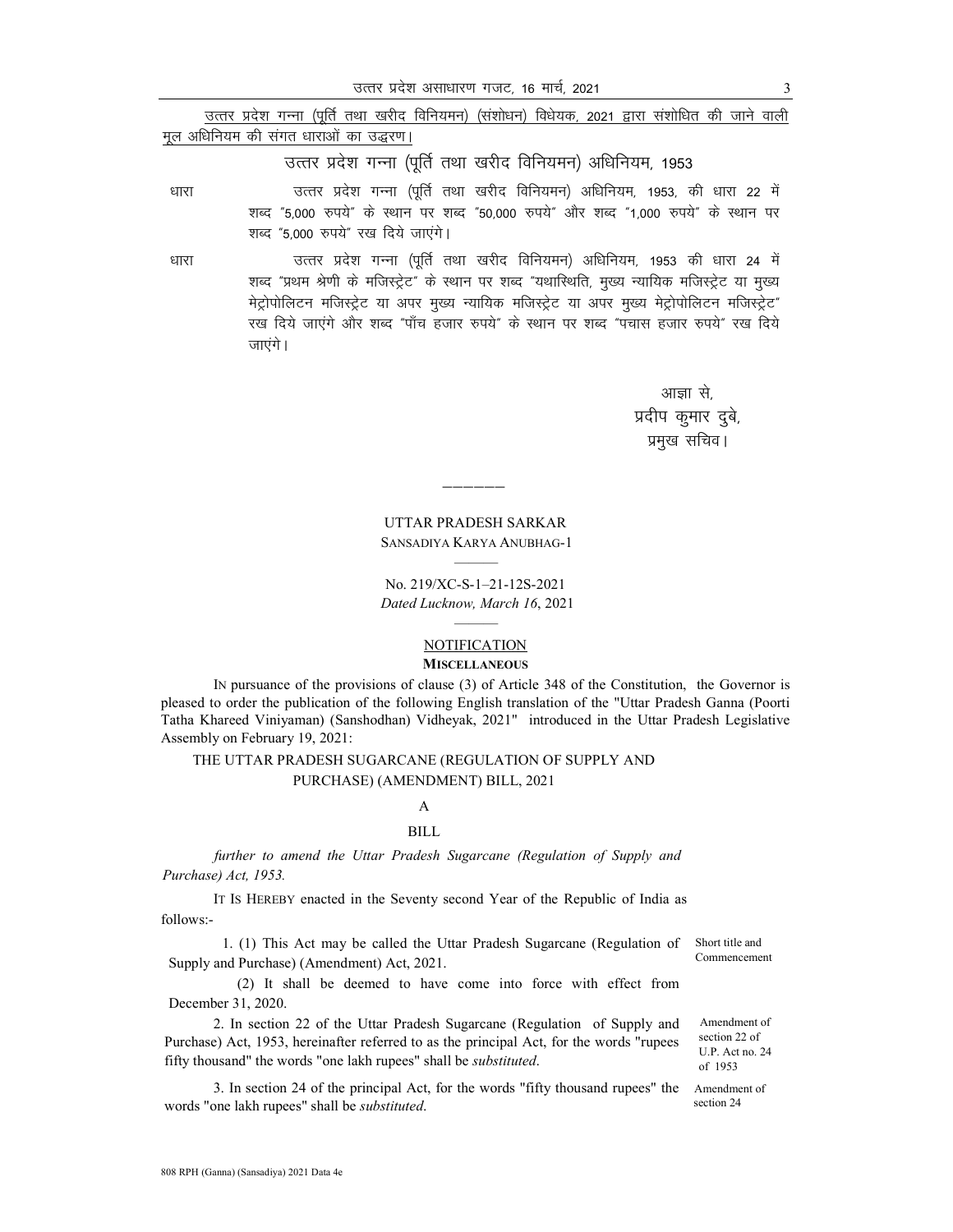उत्तर प्रदेश गन्ना (पूर्ति तथा खरीद विनियमन) (संशोधन) विधेयक, 2021 द्वारा संशोधित की जाने वाली मूल अधिनियम की संगत धाराओं का उद्धरण।

## उत्तर प्रदेश गन्ना (पूर्ति तथा खरीद विनियमन) अधिनियम, 1953

धारा — उत्तर प्रदेश गन्ना (पूर्ति तथा खरीद विनियमन) अधिनियम, 1953, की धारा 22 में शब्द "5,000 रुपये" के स्थान पर शब्द "50,000 रुपये" और शब्द "1,000 रुपये" के स्थान पर शब्द "5,000 रुपये" रख दिये जाएंगे।

धारा — उत्तर प्रदेश गन्ना (पूर्ति तथा खरीद विनियमन) अधिनियम, 1953 की धारा 24 में शब्द "प्रथम श्रेणी के मजिस्ट्रेट" के स्थान पर शब्द "यथास्थिति, मुख्य न्यायिक मजिस्ट्रेट या मुख्य मेट्रोपोलिटन मजिस्ट्रेट या अपर मुख्य न्यायिक मजिस्ट्रेट या अपर मुख्य मेट्रोपोलिटन मजिस्ट्रेट" रख दिये जाएंगे और शब्द "पाँच हजार रुपये" के स्थान पर शब्द "पचास हजार रुपये" रख दिये जाएंगे।

आज्ञा से,
प्रदीप कुमार दुबे,
प्रमुख सचिव।

———

UTTAR PRADESH SARKAR
SANSADIYA KARYA ANUBHAG-1

No. 219/XC-S-1–21-12S-2021
*Dated Lucknow, March 16*, 2021

NOTIFICATION
**MISCELLANEOUS**

IN pursuance of the provisions of clause (3) of Article 348 of the Constitution, the Governor is pleased to order the publication of the following English translation of the "Uttar Pradesh Ganna (Poorti Tatha Khareed Viniyaman) (Sanshodhan) Vidheyak, 2021" introduced in the Uttar Pradesh Legislative Assembly on February 19, 2021:

## THE UTTAR PRADESH SUGARCANE (REGULATION OF SUPPLY AND PURCHASE) (AMENDMENT) BILL, 2021

A

BILL

*further to amend the Uttar Pradesh Sugarcane (Regulation of Supply and Purchase) Act, 1953.*

IT IS HEREBY enacted in the Seventy second Year of the Republic of India as follows:-

Short title and Commencement

1. (1) This Act may be called the Uttar Pradesh Sugarcane (Regulation of Supply and Purchase) (Amendment) Act, 2021.

(2) It shall be deemed to have come into force with effect from December 31, 2020.

Amendment of section 22 of U.P. Act no. 24 of 1953

2. In section 22 of the Uttar Pradesh Sugarcane (Regulation of Supply and Purchase) Act, 1953, hereinafter referred to as the principal Act, for the words "rupees fifty thousand" the words "one lakh rupees" shall be *substituted*.

Amendment of section 24

3. In section 24 of the principal Act, for the words "fifty thousand rupees" the words "one lakh rupees" shall be *substituted*.

808 RPH (Ganna) (Sansadiya) 2021 Data 4e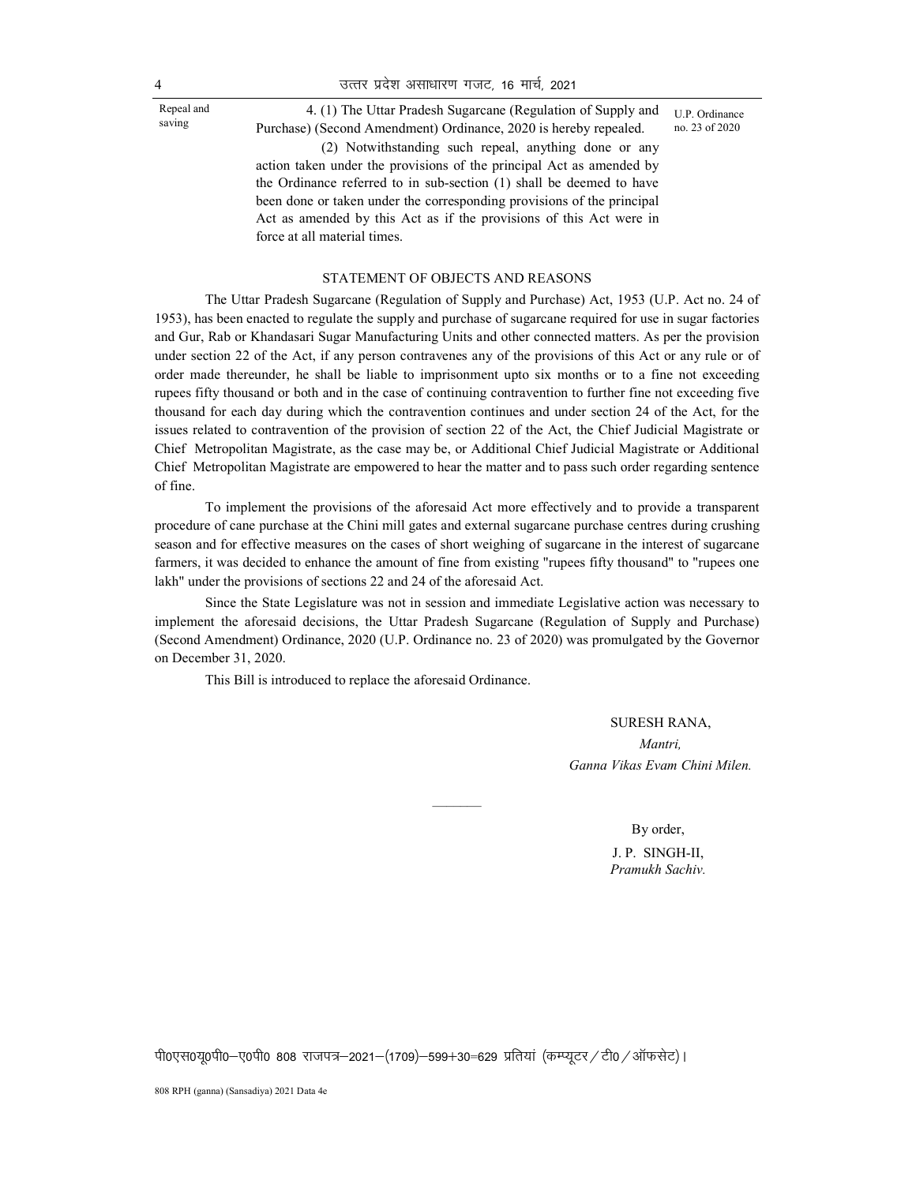Repeal and saving

4. (1) The Uttar Pradesh Sugarcane (Regulation of Supply and Purchase) (Second Amendment) Ordinance, 2020 is hereby repealed.

U.P. Ordinance no. 23 of 2020

(2) Notwithstanding such repeal, anything done or any action taken under the provisions of the principal Act as amended by the Ordinance referred to in sub-section (1) shall be deemed to have been done or taken under the corresponding provisions of the principal Act as amended by this Act as if the provisions of this Act were in force at all material times.

## STATEMENT OF OBJECTS AND REASONS

The Uttar Pradesh Sugarcane (Regulation of Supply and Purchase) Act, 1953 (U.P. Act no. 24 of 1953), has been enacted to regulate the supply and purchase of sugarcane required for use in sugar factories and Gur, Rab or Khandasari Sugar Manufacturing Units and other connected matters. As per the provision under section 22 of the Act, if any person contravenes any of the provisions of this Act or any rule or of order made thereunder, he shall be liable to imprisonment upto six months or to a fine not exceeding rupees fifty thousand or both and in the case of continuing contravention to further fine not exceeding five thousand for each day during which the contravention continues and under section 24 of the Act, for the issues related to contravention of the provision of section 22 of the Act, the Chief Judicial Magistrate or Chief Metropolitan Magistrate, as the case may be, or Additional Chief Judicial Magistrate or Additional Chief Metropolitan Magistrate are empowered to hear the matter and to pass such order regarding sentence of fine.

To implement the provisions of the aforesaid Act more effectively and to provide a transparent procedure of cane purchase at the Chini mill gates and external sugarcane purchase centres during crushing season and for effective measures on the cases of short weighing of sugarcane in the interest of sugarcane farmers, it was decided to enhance the amount of fine from existing "rupees fifty thousand" to "rupees one lakh" under the provisions of sections 22 and 24 of the aforesaid Act.

Since the State Legislature was not in session and immediate Legislative action was necessary to implement the aforesaid decisions, the Uttar Pradesh Sugarcane (Regulation of Supply and Purchase) (Second Amendment) Ordinance, 2020 (U.P. Ordinance no. 23 of 2020) was promulgated by the Governor on December 31, 2020.

This Bill is introduced to replace the aforesaid Ordinance.

SURESH RANA,
*Mantri,*
*Ganna Vikas Evam Chini Milen.*

---

By order,

J. P. SINGH-II,
*Pramukh Sachiv.*

पी0एस0यू0पी0–ए0पी0 808 राजपत्र–2021–(1709)–599+30=629 प्रतियां (कम्प्यूटर / टी0 / ऑफसेट)।

808 RPH (ganna) (Sansadiya) 2021 Data 4e